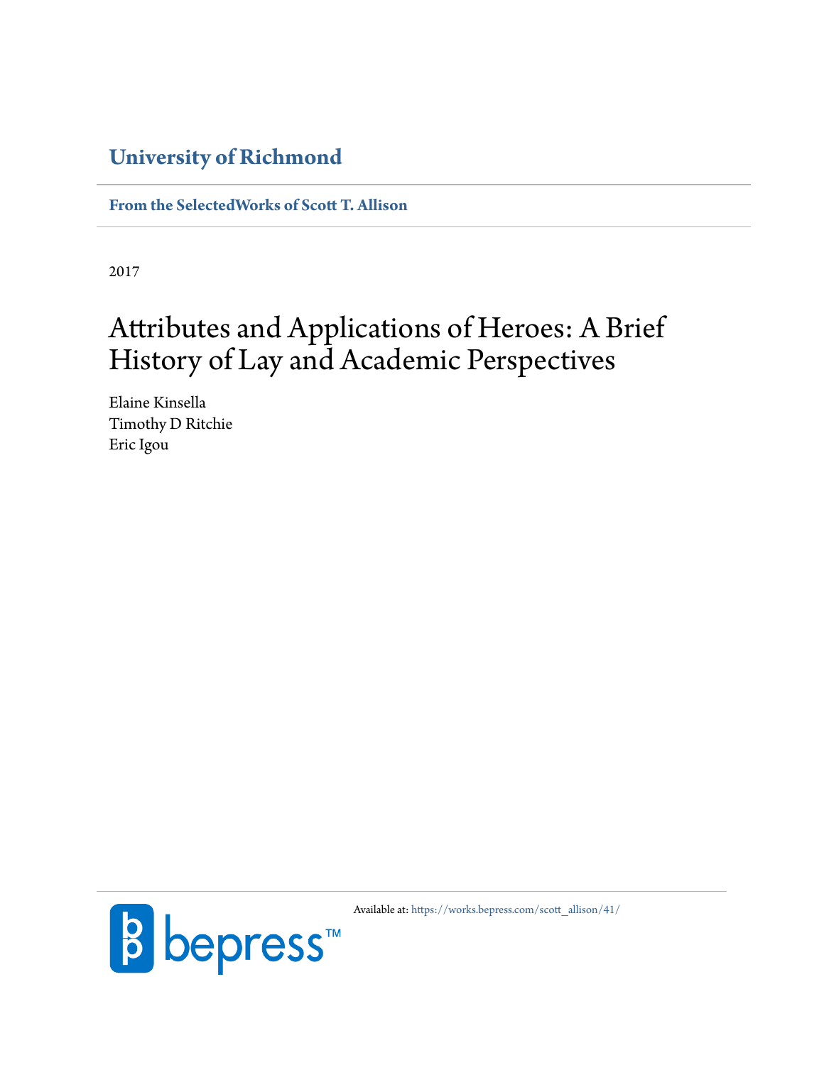**University of Richmond**

**From the SelectedWorks of Scott T. Allison**

2017

# Attributes and Applications of Heroes: A Brief History of Lay and Academic Perspectives

Elaine Kinsella
Timothy D Ritchie
Eric Igou

Available at: https://works.bepress.com/scott_allison/41/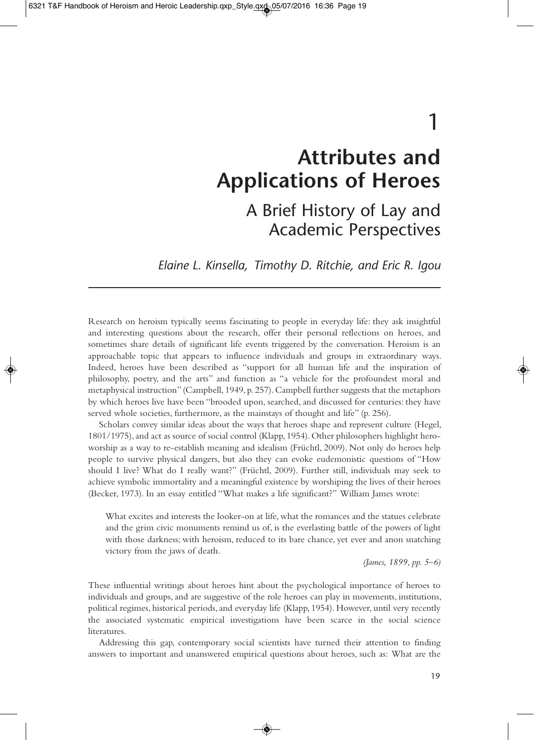# 1

# Attributes and Applications of Heroes

## A Brief History of Lay and Academic Perspectives

*Elaine L. Kinsella, Timothy D. Ritchie, and Eric R. Igou*

---

Research on heroism typically seems fascinating to people in everyday life: they ask insightful and interesting questions about the research, offer their personal reflections on heroes, and sometimes share details of significant life events triggered by the conversation. Heroism is an approachable topic that appears to influence individuals and groups in extraordinary ways. Indeed, heroes have been described as "support for all human life and the inspiration of philosophy, poetry, and the arts" and function as "a vehicle for the profoundest moral and metaphysical instruction" (Campbell, 1949, p. 257). Campbell further suggests that the metaphors by which heroes live have been "brooded upon, searched, and discussed for centuries: they have served whole societies, furthermore, as the mainstays of thought and life" (p. 256).

Scholars convey similar ideas about the ways that heroes shape and represent culture (Hegel, 1801/1975), and act as source of social control (Klapp, 1954). Other philosophers highlight hero-worship as a way to re-establish meaning and idealism (Früchtl, 2009). Not only do heroes help people to survive physical dangers, but also they can evoke eudemonistic questions of "How should I live? What do I really want?" (Früchtl, 2009). Further still, individuals may seek to achieve symbolic immortality and a meaningful existence by worshiping the lives of their heroes (Becker, 1973). In an essay entitled "What makes a life significant?" William James wrote:

> What excites and interests the looker-on at life, what the romances and the statues celebrate and the grim civic monuments remind us of, is the everlasting battle of the powers of light with those darkness; with heroism, reduced to its bare chance, yet ever and anon snatching victory from the jaws of death.
>
> *(James, 1899, pp. 5–6)*

These influential writings about heroes hint about the psychological importance of heroes to individuals and groups, and are suggestive of the role heroes can play in movements, institutions, political regimes, historical periods, and everyday life (Klapp, 1954). However, until very recently the associated systematic empirical investigations have been scarce in the social science literatures.

Addressing this gap, contemporary social scientists have turned their attention to finding answers to important and unanswered empirical questions about heroes, such as: What are the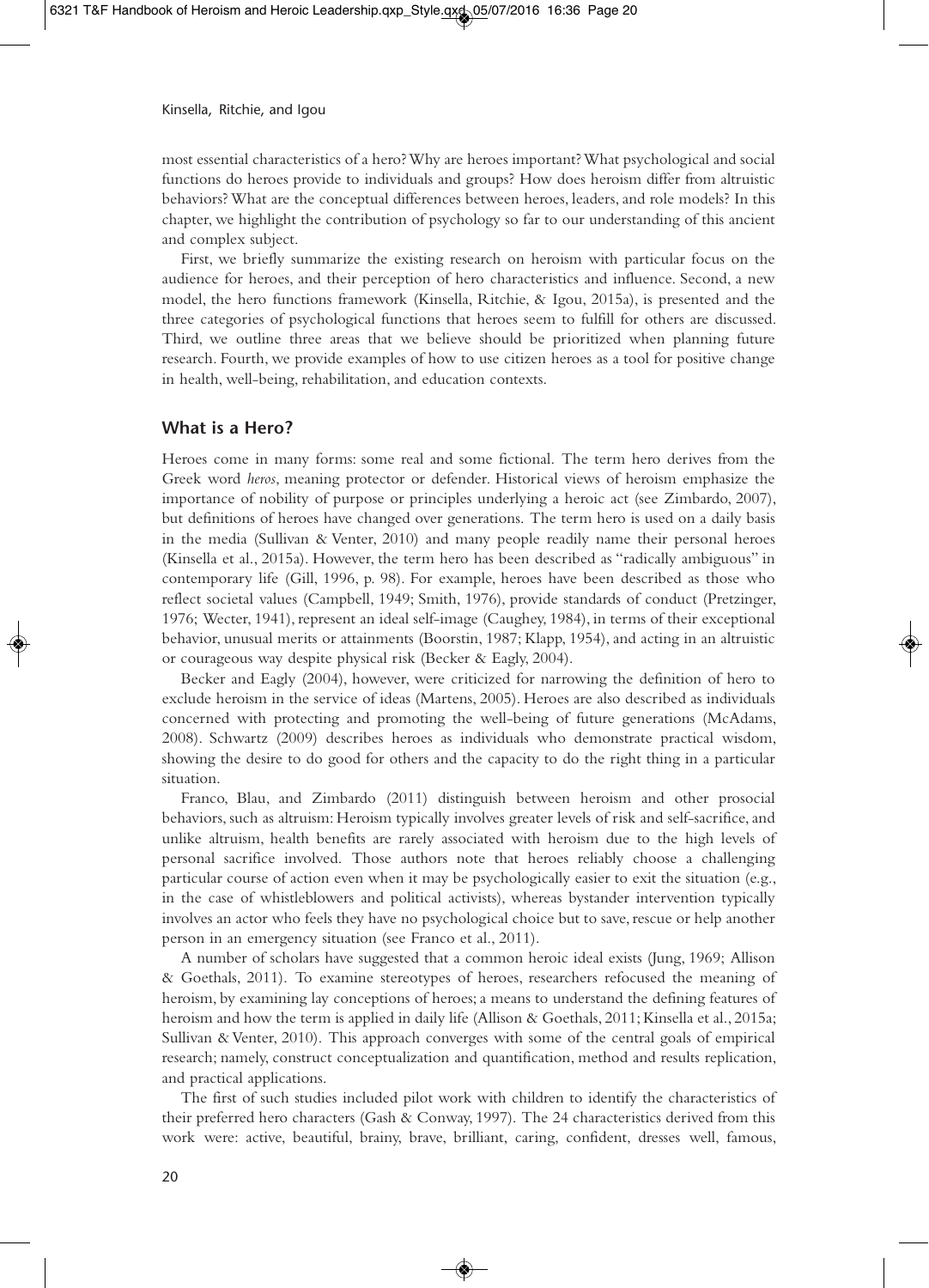most essential characteristics of a hero? Why are heroes important? What psychological and social functions do heroes provide to individuals and groups? How does heroism differ from altruistic behaviors? What are the conceptual differences between heroes, leaders, and role models? In this chapter, we highlight the contribution of psychology so far to our understanding of this ancient and complex subject.

First, we briefly summarize the existing research on heroism with particular focus on the audience for heroes, and their perception of hero characteristics and influence. Second, a new model, the hero functions framework (Kinsella, Ritchie, & Igou, 2015a), is presented and the three categories of psychological functions that heroes seem to fulfill for others are discussed. Third, we outline three areas that we believe should be prioritized when planning future research. Fourth, we provide examples of how to use citizen heroes as a tool for positive change in health, well-being, rehabilitation, and education contexts.

## What is a Hero?

Heroes come in many forms: some real and some fictional. The term hero derives from the Greek word *heros*, meaning protector or defender. Historical views of heroism emphasize the importance of nobility of purpose or principles underlying a heroic act (see Zimbardo, 2007), but definitions of heroes have changed over generations. The term hero is used on a daily basis in the media (Sullivan & Venter, 2010) and many people readily name their personal heroes (Kinsella et al., 2015a). However, the term hero has been described as "radically ambiguous" in contemporary life (Gill, 1996, p. 98). For example, heroes have been described as those who reflect societal values (Campbell, 1949; Smith, 1976), provide standards of conduct (Pretzinger, 1976; Wecter, 1941), represent an ideal self-image (Caughey, 1984), in terms of their exceptional behavior, unusual merits or attainments (Boorstin, 1987; Klapp, 1954), and acting in an altruistic or courageous way despite physical risk (Becker & Eagly, 2004).

Becker and Eagly (2004), however, were criticized for narrowing the definition of hero to exclude heroism in the service of ideas (Martens, 2005). Heroes are also described as individuals concerned with protecting and promoting the well-being of future generations (McAdams, 2008). Schwartz (2009) describes heroes as individuals who demonstrate practical wisdom, showing the desire to do good for others and the capacity to do the right thing in a particular situation.

Franco, Blau, and Zimbardo (2011) distinguish between heroism and other prosocial behaviors, such as altruism: Heroism typically involves greater levels of risk and self-sacrifice, and unlike altruism, health benefits are rarely associated with heroism due to the high levels of personal sacrifice involved. Those authors note that heroes reliably choose a challenging particular course of action even when it may be psychologically easier to exit the situation (e.g., in the case of whistleblowers and political activists), whereas bystander intervention typically involves an actor who feels they have no psychological choice but to save, rescue or help another person in an emergency situation (see Franco et al., 2011).

A number of scholars have suggested that a common heroic ideal exists (Jung, 1969; Allison & Goethals, 2011). To examine stereotypes of heroes, researchers refocused the meaning of heroism, by examining lay conceptions of heroes; a means to understand the defining features of heroism and how the term is applied in daily life (Allison & Goethals, 2011; Kinsella et al., 2015a; Sullivan & Venter, 2010). This approach converges with some of the central goals of empirical research; namely, construct conceptualization and quantification, method and results replication, and practical applications.

The first of such studies included pilot work with children to identify the characteristics of their preferred hero characters (Gash & Conway, 1997). The 24 characteristics derived from this work were: active, beautiful, brainy, brave, brilliant, caring, confident, dresses well, famous,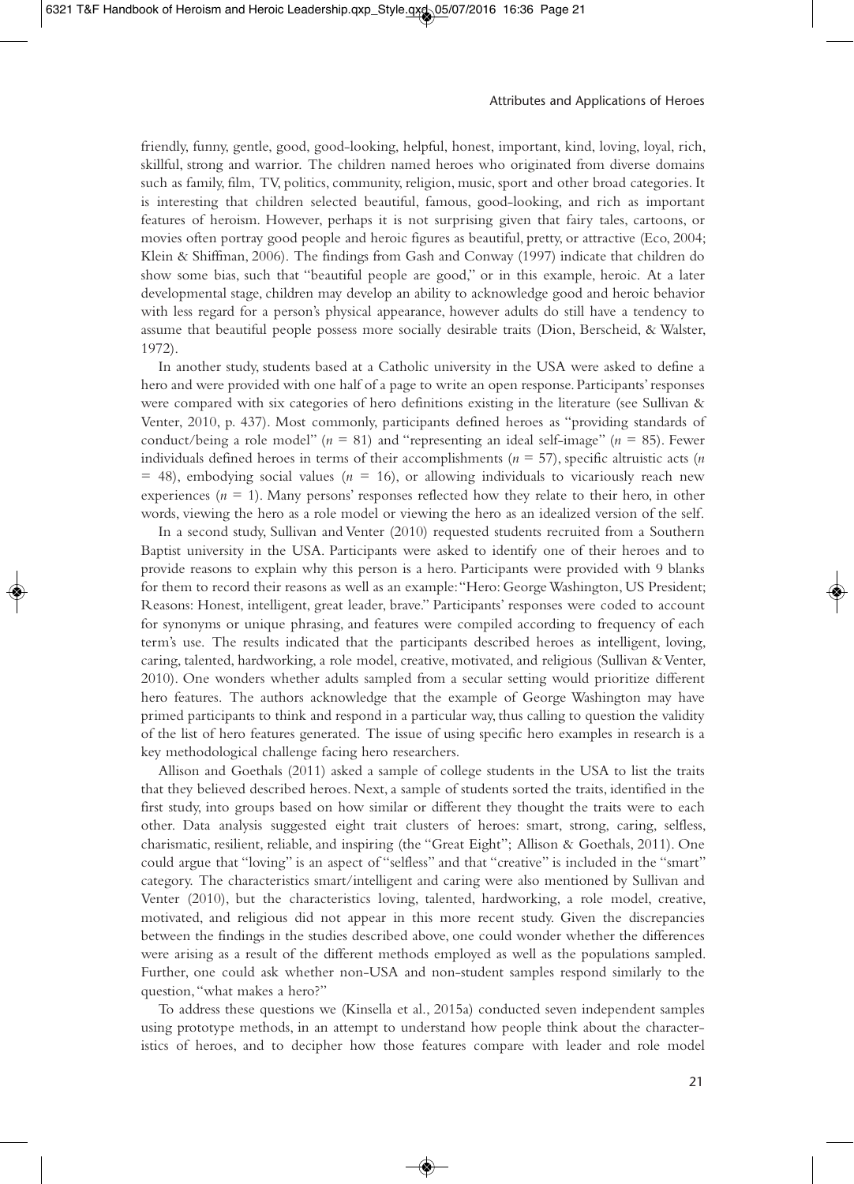friendly, funny, gentle, good, good-looking, helpful, honest, important, kind, loving, loyal, rich, skillful, strong and warrior. The children named heroes who originated from diverse domains such as family, film, TV, politics, community, religion, music, sport and other broad categories. It is interesting that children selected beautiful, famous, good-looking, and rich as important features of heroism. However, perhaps it is not surprising given that fairy tales, cartoons, or movies often portray good people and heroic figures as beautiful, pretty, or attractive (Eco, 2004; Klein & Shiffman, 2006). The findings from Gash and Conway (1997) indicate that children do show some bias, such that "beautiful people are good," or in this example, heroic. At a later developmental stage, children may develop an ability to acknowledge good and heroic behavior with less regard for a person's physical appearance, however adults do still have a tendency to assume that beautiful people possess more socially desirable traits (Dion, Berscheid, & Walster, 1972).

In another study, students based at a Catholic university in the USA were asked to define a hero and were provided with one half of a page to write an open response. Participants' responses were compared with six categories of hero definitions existing in the literature (see Sullivan & Venter, 2010, p. 437). Most commonly, participants defined heroes as "providing standards of conduct/being a role model" ($n = 81$) and "representing an ideal self-image" ($n = 85$). Fewer individuals defined heroes in terms of their accomplishments ($n = 57$), specific altruistic acts ($n = 48$), embodying social values ($n = 16$), or allowing individuals to vicariously reach new experiences ($n = 1$). Many persons' responses reflected how they relate to their hero, in other words, viewing the hero as a role model or viewing the hero as an idealized version of the self.

In a second study, Sullivan and Venter (2010) requested students recruited from a Southern Baptist university in the USA. Participants were asked to identify one of their heroes and to provide reasons to explain why this person is a hero. Participants were provided with 9 blanks for them to record their reasons as well as an example: "Hero: George Washington, US President; Reasons: Honest, intelligent, great leader, brave." Participants' responses were coded to account for synonyms or unique phrasing, and features were compiled according to frequency of each term's use. The results indicated that the participants described heroes as intelligent, loving, caring, talented, hardworking, a role model, creative, motivated, and religious (Sullivan & Venter, 2010). One wonders whether adults sampled from a secular setting would prioritize different hero features. The authors acknowledge that the example of George Washington may have primed participants to think and respond in a particular way, thus calling to question the validity of the list of hero features generated. The issue of using specific hero examples in research is a key methodological challenge facing hero researchers.

Allison and Goethals (2011) asked a sample of college students in the USA to list the traits that they believed described heroes. Next, a sample of students sorted the traits, identified in the first study, into groups based on how similar or different they thought the traits were to each other. Data analysis suggested eight trait clusters of heroes: smart, strong, caring, selfless, charismatic, resilient, reliable, and inspiring (the "Great Eight"; Allison & Goethals, 2011). One could argue that "loving" is an aspect of "selfless" and that "creative" is included in the "smart" category. The characteristics smart/intelligent and caring were also mentioned by Sullivan and Venter (2010), but the characteristics loving, talented, hardworking, a role model, creative, motivated, and religious did not appear in this more recent study. Given the discrepancies between the findings in the studies described above, one could wonder whether the differences were arising as a result of the different methods employed as well as the populations sampled. Further, one could ask whether non-USA and non-student samples respond similarly to the question, "what makes a hero?"

To address these questions we (Kinsella et al., 2015a) conducted seven independent samples using prototype methods, in an attempt to understand how people think about the characteristics of heroes, and to decipher how those features compare with leader and role model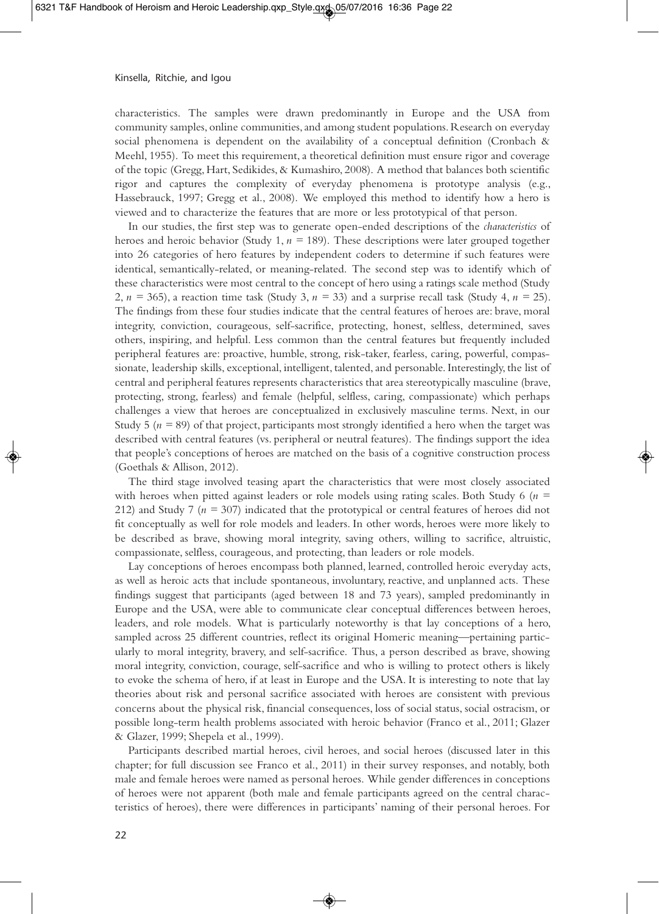characteristics. The samples were drawn predominantly in Europe and the USA from community samples, online communities, and among student populations. Research on everyday social phenomena is dependent on the availability of a conceptual definition (Cronbach & Meehl, 1955). To meet this requirement, a theoretical definition must ensure rigor and coverage of the topic (Gregg, Hart, Sedikides, & Kumashiro, 2008). A method that balances both scientific rigor and captures the complexity of everyday phenomena is prototype analysis (e.g., Hassebrauck, 1997; Gregg et al., 2008). We employed this method to identify how a hero is viewed and to characterize the features that are more or less prototypical of that person.

In our studies, the first step was to generate open-ended descriptions of the *characteristics* of heroes and heroic behavior (Study 1, $n = 189$). These descriptions were later grouped together into 26 categories of hero features by independent coders to determine if such features were identical, semantically-related, or meaning-related. The second step was to identify which of these characteristics were most central to the concept of hero using a ratings scale method (Study 2, $n = 365$), a reaction time task (Study 3, $n = 33$) and a surprise recall task (Study 4, $n = 25$). The findings from these four studies indicate that the central features of heroes are: brave, moral integrity, conviction, courageous, self-sacrifice, protecting, honest, selfless, determined, saves others, inspiring, and helpful. Less common than the central features but frequently included peripheral features are: proactive, humble, strong, risk-taker, fearless, caring, powerful, compassionate, leadership skills, exceptional, intelligent, talented, and personable. Interestingly, the list of central and peripheral features represents characteristics that area stereotypically masculine (brave, protecting, strong, fearless) and female (helpful, selfless, caring, compassionate) which perhaps challenges a view that heroes are conceptualized in exclusively masculine terms. Next, in our Study 5 ($n = 89$) of that project, participants most strongly identified a hero when the target was described with central features (vs. peripheral or neutral features). The findings support the idea that people's conceptions of heroes are matched on the basis of a cognitive construction process (Goethals & Allison, 2012).

The third stage involved teasing apart the characteristics that were most closely associated with heroes when pitted against leaders or role models using rating scales. Both Study 6 ($n = 212$) and Study 7 ($n = 307$) indicated that the prototypical or central features of heroes did not fit conceptually as well for role models and leaders. In other words, heroes were more likely to be described as brave, showing moral integrity, saving others, willing to sacrifice, altruistic, compassionate, selfless, courageous, and protecting, than leaders or role models.

Lay conceptions of heroes encompass both planned, learned, controlled heroic everyday acts, as well as heroic acts that include spontaneous, involuntary, reactive, and unplanned acts. These findings suggest that participants (aged between 18 and 73 years), sampled predominantly in Europe and the USA, were able to communicate clear conceptual differences between heroes, leaders, and role models. What is particularly noteworthy is that lay conceptions of a hero, sampled across 25 different countries, reflect its original Homeric meaning—pertaining particularly to moral integrity, bravery, and self-sacrifice. Thus, a person described as brave, showing moral integrity, conviction, courage, self-sacrifice and who is willing to protect others is likely to evoke the schema of hero, if at least in Europe and the USA. It is interesting to note that lay theories about risk and personal sacrifice associated with heroes are consistent with previous concerns about the physical risk, financial consequences, loss of social status, social ostracism, or possible long-term health problems associated with heroic behavior (Franco et al., 2011; Glazer & Glazer, 1999; Shepela et al., 1999).

Participants described martial heroes, civil heroes, and social heroes (discussed later in this chapter; for full discussion see Franco et al., 2011) in their survey responses, and notably, both male and female heroes were named as personal heroes. While gender differences in conceptions of heroes were not apparent (both male and female participants agreed on the central characteristics of heroes), there were differences in participants' naming of their personal heroes. For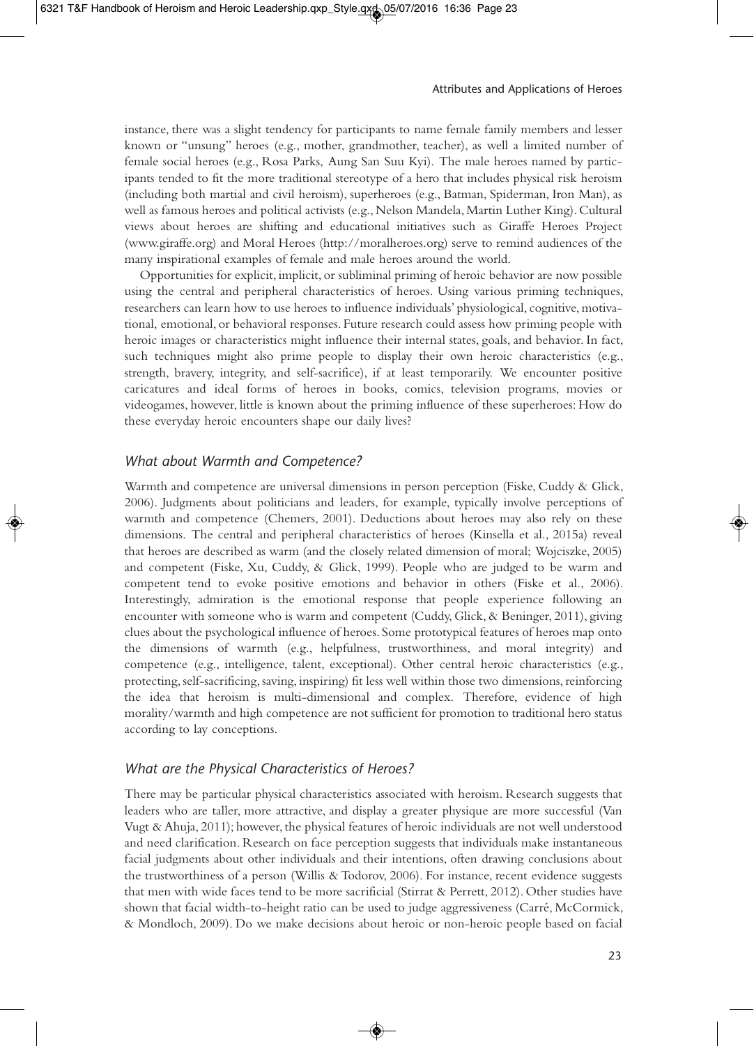instance, there was a slight tendency for participants to name female family members and lesser known or "unsung" heroes (e.g., mother, grandmother, teacher), as well a limited number of female social heroes (e.g., Rosa Parks, Aung San Suu Kyi). The male heroes named by participants tended to fit the more traditional stereotype of a hero that includes physical risk heroism (including both martial and civil heroism), superheroes (e.g., Batman, Spiderman, Iron Man), as well as famous heroes and political activists (e.g., Nelson Mandela, Martin Luther King). Cultural views about heroes are shifting and educational initiatives such as Giraffe Heroes Project (www.giraffe.org) and Moral Heroes (http://moralheroes.org) serve to remind audiences of the many inspirational examples of female and male heroes around the world.

Opportunities for explicit, implicit, or subliminal priming of heroic behavior are now possible using the central and peripheral characteristics of heroes. Using various priming techniques, researchers can learn how to use heroes to influence individuals' physiological, cognitive, motivational, emotional, or behavioral responses. Future research could assess how priming people with heroic images or characteristics might influence their internal states, goals, and behavior. In fact, such techniques might also prime people to display their own heroic characteristics (e.g., strength, bravery, integrity, and self-sacrifice), if at least temporarily. We encounter positive caricatures and ideal forms of heroes in books, comics, television programs, movies or videogames, however, little is known about the priming influence of these superheroes: How do these everyday heroic encounters shape our daily lives?

### *What about Warmth and Competence?*

Warmth and competence are universal dimensions in person perception (Fiske, Cuddy & Glick, 2006). Judgments about politicians and leaders, for example, typically involve perceptions of warmth and competence (Chemers, 2001). Deductions about heroes may also rely on these dimensions. The central and peripheral characteristics of heroes (Kinsella et al., 2015a) reveal that heroes are described as warm (and the closely related dimension of moral; Wojciszke, 2005) and competent (Fiske, Xu, Cuddy, & Glick, 1999). People who are judged to be warm and competent tend to evoke positive emotions and behavior in others (Fiske et al., 2006). Interestingly, admiration is the emotional response that people experience following an encounter with someone who is warm and competent (Cuddy, Glick, & Beninger, 2011), giving clues about the psychological influence of heroes. Some prototypical features of heroes map onto the dimensions of warmth (e.g., helpfulness, trustworthiness, and moral integrity) and competence (e.g., intelligence, talent, exceptional). Other central heroic characteristics (e.g., protecting, self-sacrificing, saving, inspiring) fit less well within those two dimensions, reinforcing the idea that heroism is multi-dimensional and complex. Therefore, evidence of high morality/warmth and high competence are not sufficient for promotion to traditional hero status according to lay conceptions.

### *What are the Physical Characteristics of Heroes?*

There may be particular physical characteristics associated with heroism. Research suggests that leaders who are taller, more attractive, and display a greater physique are more successful (Van Vugt & Ahuja, 2011); however, the physical features of heroic individuals are not well understood and need clarification. Research on face perception suggests that individuals make instantaneous facial judgments about other individuals and their intentions, often drawing conclusions about the trustworthiness of a person (Willis & Todorov, 2006). For instance, recent evidence suggests that men with wide faces tend to be more sacrificial (Stirrat & Perrett, 2012). Other studies have shown that facial width-to-height ratio can be used to judge aggressiveness (Carré, McCormick, & Mondloch, 2009). Do we make decisions about heroic or non-heroic people based on facial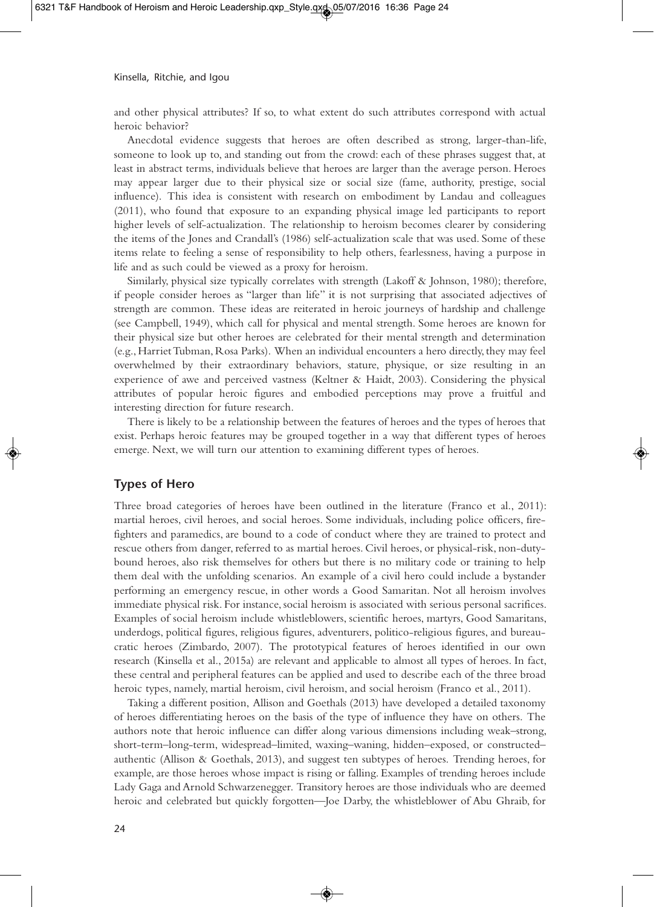and other physical attributes? If so, to what extent do such attributes correspond with actual heroic behavior?

Anecdotal evidence suggests that heroes are often described as strong, larger-than-life, someone to look up to, and standing out from the crowd: each of these phrases suggest that, at least in abstract terms, individuals believe that heroes are larger than the average person. Heroes may appear larger due to their physical size or social size (fame, authority, prestige, social influence). This idea is consistent with research on embodiment by Landau and colleagues (2011), who found that exposure to an expanding physical image led participants to report higher levels of self-actualization. The relationship to heroism becomes clearer by considering the items of the Jones and Crandall's (1986) self-actualization scale that was used. Some of these items relate to feeling a sense of responsibility to help others, fearlessness, having a purpose in life and as such could be viewed as a proxy for heroism.

Similarly, physical size typically correlates with strength (Lakoff & Johnson, 1980); therefore, if people consider heroes as "larger than life" it is not surprising that associated adjectives of strength are common. These ideas are reiterated in heroic journeys of hardship and challenge (see Campbell, 1949), which call for physical and mental strength. Some heroes are known for their physical size but other heroes are celebrated for their mental strength and determination (e.g., Harriet Tubman, Rosa Parks). When an individual encounters a hero directly, they may feel overwhelmed by their extraordinary behaviors, stature, physique, or size resulting in an experience of awe and perceived vastness (Keltner & Haidt, 2003). Considering the physical attributes of popular heroic figures and embodied perceptions may prove a fruitful and interesting direction for future research.

There is likely to be a relationship between the features of heroes and the types of heroes that exist. Perhaps heroic features may be grouped together in a way that different types of heroes emerge. Next, we will turn our attention to examining different types of heroes.

## Types of Hero

Three broad categories of heroes have been outlined in the literature (Franco et al., 2011): martial heroes, civil heroes, and social heroes. Some individuals, including police officers, firefighters and paramedics, are bound to a code of conduct where they are trained to protect and rescue others from danger, referred to as martial heroes. Civil heroes, or physical-risk, non-duty-bound heroes, also risk themselves for others but there is no military code or training to help them deal with the unfolding scenarios. An example of a civil hero could include a bystander performing an emergency rescue, in other words a Good Samaritan. Not all heroism involves immediate physical risk. For instance, social heroism is associated with serious personal sacrifices. Examples of social heroism include whistleblowers, scientific heroes, martyrs, Good Samaritans, underdogs, political figures, religious figures, adventurers, politico-religious figures, and bureaucratic heroes (Zimbardo, 2007). The prototypical features of heroes identified in our own research (Kinsella et al., 2015a) are relevant and applicable to almost all types of heroes. In fact, these central and peripheral features can be applied and used to describe each of the three broad heroic types, namely, martial heroism, civil heroism, and social heroism (Franco et al., 2011).

Taking a different position, Allison and Goethals (2013) have developed a detailed taxonomy of heroes differentiating heroes on the basis of the type of influence they have on others. The authors note that heroic influence can differ along various dimensions including weak–strong, short-term–long-term, widespread–limited, waxing–waning, hidden–exposed, or constructed–authentic (Allison & Goethals, 2013), and suggest ten subtypes of heroes. Trending heroes, for example, are those heroes whose impact is rising or falling. Examples of trending heroes include Lady Gaga and Arnold Schwarzenegger. Transitory heroes are those individuals who are deemed heroic and celebrated but quickly forgotten—Joe Darby, the whistleblower of Abu Ghraib, for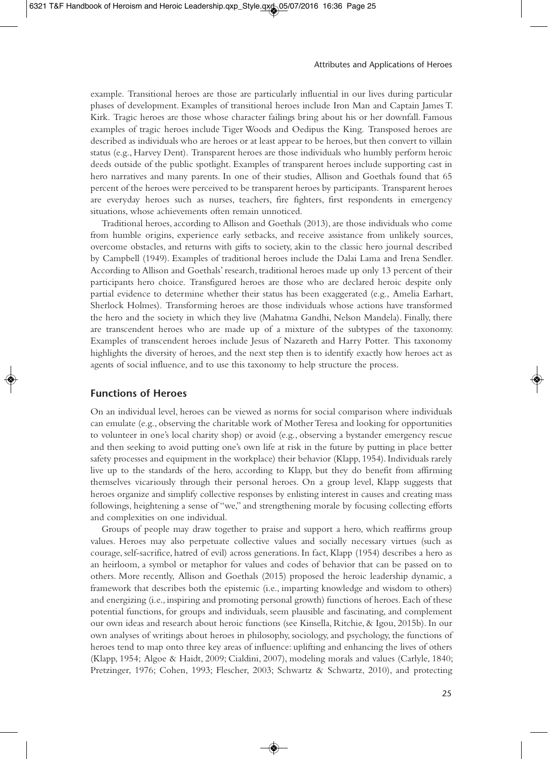example. Transitional heroes are those are particularly influential in our lives during particular phases of development. Examples of transitional heroes include Iron Man and Captain James T. Kirk. Tragic heroes are those whose character failings bring about his or her downfall. Famous examples of tragic heroes include Tiger Woods and Oedipus the King. Transposed heroes are described as individuals who are heroes or at least appear to be heroes, but then convert to villain status (e.g., Harvey Dent). Transparent heroes are those individuals who humbly perform heroic deeds outside of the public spotlight. Examples of transparent heroes include supporting cast in hero narratives and many parents. In one of their studies, Allison and Goethals found that 65 percent of the heroes were perceived to be transparent heroes by participants. Transparent heroes are everyday heroes such as nurses, teachers, fire fighters, first respondents in emergency situations, whose achievements often remain unnoticed.

Traditional heroes, according to Allison and Goethals (2013), are those individuals who come from humble origins, experience early setbacks, and receive assistance from unlikely sources, overcome obstacles, and returns with gifts to society, akin to the classic hero journal described by Campbell (1949). Examples of traditional heroes include the Dalai Lama and Irena Sendler. According to Allison and Goethals' research, traditional heroes made up only 13 percent of their participants hero choice. Transfigured heroes are those who are declared heroic despite only partial evidence to determine whether their status has been exaggerated (e.g., Amelia Earhart, Sherlock Holmes). Transforming heroes are those individuals whose actions have transformed the hero and the society in which they live (Mahatma Gandhi, Nelson Mandela). Finally, there are transcendent heroes who are made up of a mixture of the subtypes of the taxonomy. Examples of transcendent heroes include Jesus of Nazareth and Harry Potter. This taxonomy highlights the diversity of heroes, and the next step then is to identify exactly how heroes act as agents of social influence, and to use this taxonomy to help structure the process.

## Functions of Heroes

On an individual level, heroes can be viewed as norms for social comparison where individuals can emulate (e.g., observing the charitable work of Mother Teresa and looking for opportunities to volunteer in one's local charity shop) or avoid (e.g., observing a bystander emergency rescue and then seeking to avoid putting one's own life at risk in the future by putting in place better safety processes and equipment in the workplace) their behavior (Klapp, 1954). Individuals rarely live up to the standards of the hero, according to Klapp, but they do benefit from affirming themselves vicariously through their personal heroes. On a group level, Klapp suggests that heroes organize and simplify collective responses by enlisting interest in causes and creating mass followings, heightening a sense of "we," and strengthening morale by focusing collecting efforts and complexities on one individual.

Groups of people may draw together to praise and support a hero, which reaffirms group values. Heroes may also perpetuate collective values and socially necessary virtues (such as courage, self-sacrifice, hatred of evil) across generations. In fact, Klapp (1954) describes a hero as an heirloom, a symbol or metaphor for values and codes of behavior that can be passed on to others. More recently, Allison and Goethals (2015) proposed the heroic leadership dynamic, a framework that describes both the epistemic (i.e., imparting knowledge and wisdom to others) and energizing (i.e., inspiring and promoting personal growth) functions of heroes. Each of these potential functions, for groups and individuals, seem plausible and fascinating, and complement our own ideas and research about heroic functions (see Kinsella, Ritchie, & Igou, 2015b). In our own analyses of writings about heroes in philosophy, sociology, and psychology, the functions of heroes tend to map onto three key areas of influence: uplifting and enhancing the lives of others (Klapp, 1954; Algoe & Haidt, 2009; Cialdini, 2007), modeling morals and values (Carlyle, 1840; Pretzinger, 1976; Cohen, 1993; Flescher, 2003; Schwartz & Schwartz, 2010), and protecting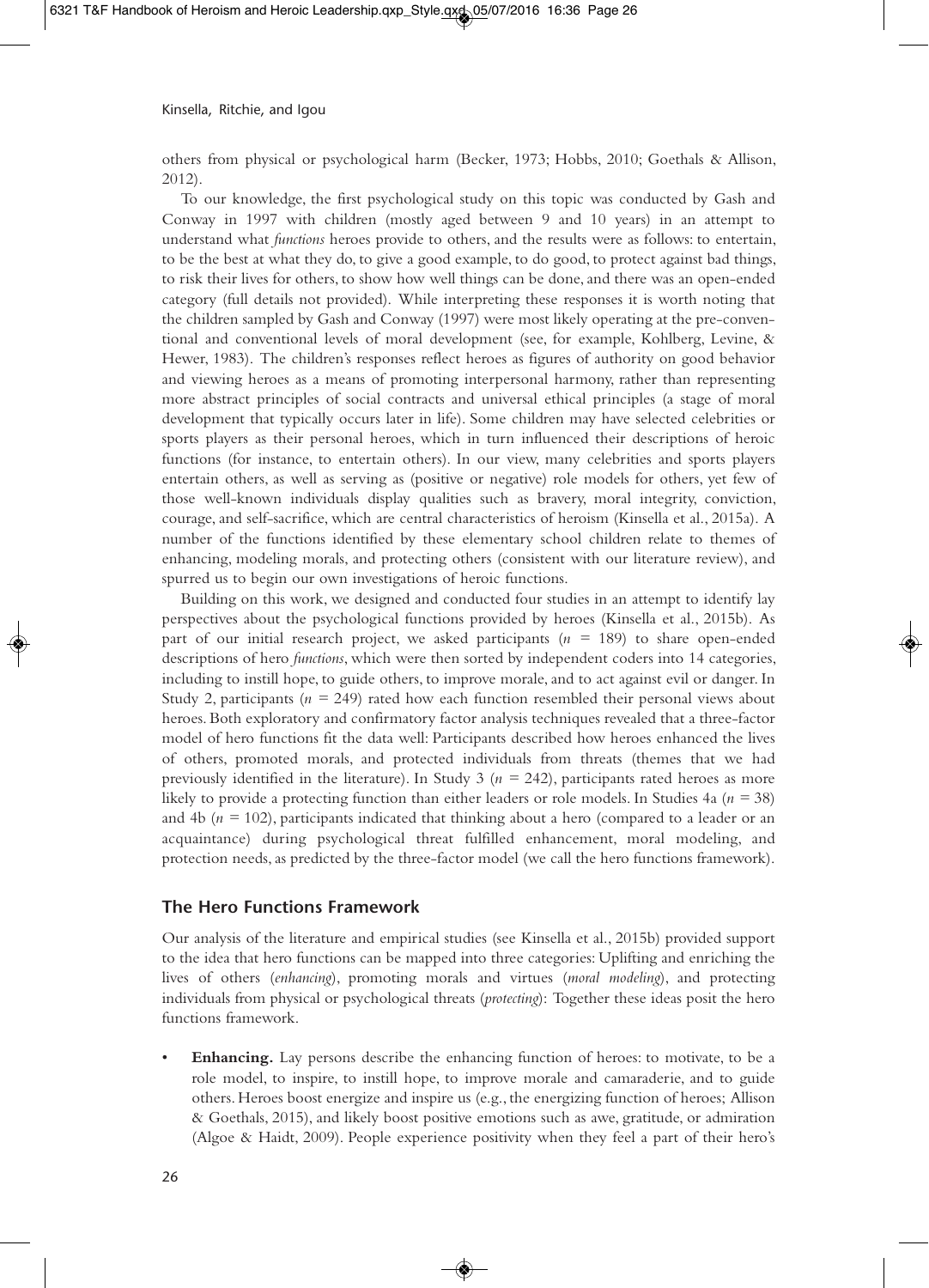others from physical or psychological harm (Becker, 1973; Hobbs, 2010; Goethals & Allison, 2012).

To our knowledge, the first psychological study on this topic was conducted by Gash and Conway in 1997 with children (mostly aged between 9 and 10 years) in an attempt to understand what *functions* heroes provide to others, and the results were as follows: to entertain, to be the best at what they do, to give a good example, to do good, to protect against bad things, to risk their lives for others, to show how well things can be done, and there was an open-ended category (full details not provided). While interpreting these responses it is worth noting that the children sampled by Gash and Conway (1997) were most likely operating at the pre-conventional and conventional levels of moral development (see, for example, Kohlberg, Levine, & Hewer, 1983). The children's responses reflect heroes as figures of authority on good behavior and viewing heroes as a means of promoting interpersonal harmony, rather than representing more abstract principles of social contracts and universal ethical principles (a stage of moral development that typically occurs later in life). Some children may have selected celebrities or sports players as their personal heroes, which in turn influenced their descriptions of heroic functions (for instance, to entertain others). In our view, many celebrities and sports players entertain others, as well as serving as (positive or negative) role models for others, yet few of those well-known individuals display qualities such as bravery, moral integrity, conviction, courage, and self-sacrifice, which are central characteristics of heroism (Kinsella et al., 2015a). A number of the functions identified by these elementary school children relate to themes of enhancing, modeling morals, and protecting others (consistent with our literature review), and spurred us to begin our own investigations of heroic functions.

Building on this work, we designed and conducted four studies in an attempt to identify lay perspectives about the psychological functions provided by heroes (Kinsella et al., 2015b). As part of our initial research project, we asked participants ($n$ = 189) to share open-ended descriptions of hero *functions*, which were then sorted by independent coders into 14 categories, including to instill hope, to guide others, to improve morale, and to act against evil or danger. In Study 2, participants ($n$ = 249) rated how each function resembled their personal views about heroes. Both exploratory and confirmatory factor analysis techniques revealed that a three-factor model of hero functions fit the data well: Participants described how heroes enhanced the lives of others, promoted morals, and protected individuals from threats (themes that we had previously identified in the literature). In Study 3 ($n$ = 242), participants rated heroes as more likely to provide a protecting function than either leaders or role models. In Studies 4a ($n$ = 38) and 4b ($n$ = 102), participants indicated that thinking about a hero (compared to a leader or an acquaintance) during psychological threat fulfilled enhancement, moral modeling, and protection needs, as predicted by the three-factor model (we call the hero functions framework).

## The Hero Functions Framework

Our analysis of the literature and empirical studies (see Kinsella et al., 2015b) provided support to the idea that hero functions can be mapped into three categories: Uplifting and enriching the lives of others (*enhancing*), promoting morals and virtues (*moral modeling*), and protecting individuals from physical or psychological threats (*protecting*): Together these ideas posit the hero functions framework.

- **Enhancing.** Lay persons describe the enhancing function of heroes: to motivate, to be a role model, to inspire, to instill hope, to improve morale and camaraderie, and to guide others. Heroes boost energize and inspire us (e.g., the energizing function of heroes; Allison & Goethals, 2015), and likely boost positive emotions such as awe, gratitude, or admiration (Algoe & Haidt, 2009). People experience positivity when they feel a part of their hero's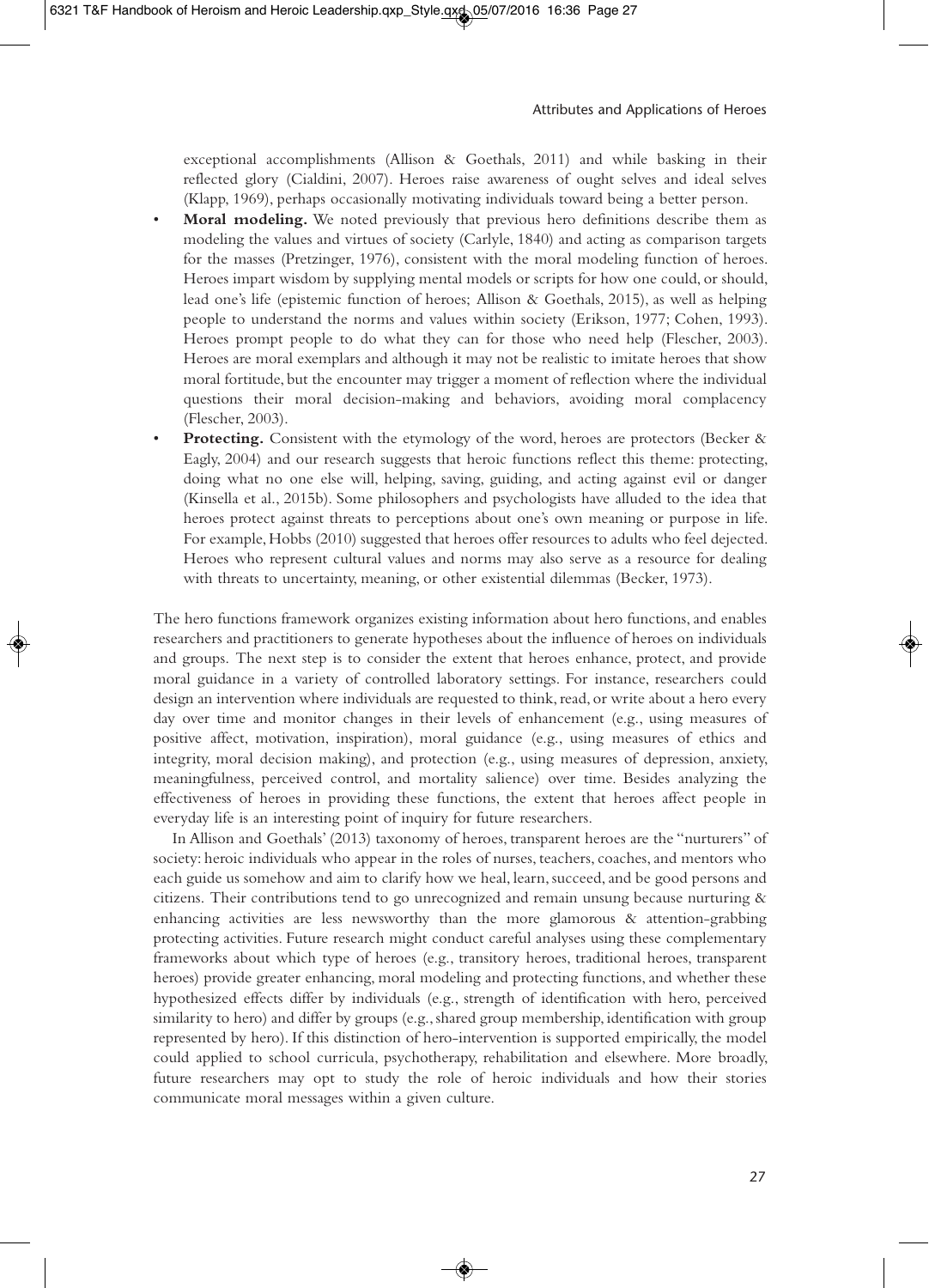exceptional accomplishments (Allison & Goethals, 2011) and while basking in their reflected glory (Cialdini, 2007). Heroes raise awareness of ought selves and ideal selves (Klapp, 1969), perhaps occasionally motivating individuals toward being a better person.

- **Moral modeling.** We noted previously that previous hero definitions describe them as modeling the values and virtues of society (Carlyle, 1840) and acting as comparison targets for the masses (Pretzinger, 1976), consistent with the moral modeling function of heroes. Heroes impart wisdom by supplying mental models or scripts for how one could, or should, lead one's life (epistemic function of heroes; Allison & Goethals, 2015), as well as helping people to understand the norms and values within society (Erikson, 1977; Cohen, 1993). Heroes prompt people to do what they can for those who need help (Flescher, 2003). Heroes are moral exemplars and although it may not be realistic to imitate heroes that show moral fortitude, but the encounter may trigger a moment of reflection where the individual questions their moral decision-making and behaviors, avoiding moral complacency (Flescher, 2003).
- **Protecting.** Consistent with the etymology of the word, heroes are protectors (Becker & Eagly, 2004) and our research suggests that heroic functions reflect this theme: protecting, doing what no one else will, helping, saving, guiding, and acting against evil or danger (Kinsella et al., 2015b). Some philosophers and psychologists have alluded to the idea that heroes protect against threats to perceptions about one's own meaning or purpose in life. For example, Hobbs (2010) suggested that heroes offer resources to adults who feel dejected. Heroes who represent cultural values and norms may also serve as a resource for dealing with threats to uncertainty, meaning, or other existential dilemmas (Becker, 1973).

The hero functions framework organizes existing information about hero functions, and enables researchers and practitioners to generate hypotheses about the influence of heroes on individuals and groups. The next step is to consider the extent that heroes enhance, protect, and provide moral guidance in a variety of controlled laboratory settings. For instance, researchers could design an intervention where individuals are requested to think, read, or write about a hero every day over time and monitor changes in their levels of enhancement (e.g., using measures of positive affect, motivation, inspiration), moral guidance (e.g., using measures of ethics and integrity, moral decision making), and protection (e.g., using measures of depression, anxiety, meaningfulness, perceived control, and mortality salience) over time. Besides analyzing the effectiveness of heroes in providing these functions, the extent that heroes affect people in everyday life is an interesting point of inquiry for future researchers.

In Allison and Goethals' (2013) taxonomy of heroes, transparent heroes are the "nurturers" of society: heroic individuals who appear in the roles of nurses, teachers, coaches, and mentors who each guide us somehow and aim to clarify how we heal, learn, succeed, and be good persons and citizens. Their contributions tend to go unrecognized and remain unsung because nurturing & enhancing activities are less newsworthy than the more glamorous & attention-grabbing protecting activities. Future research might conduct careful analyses using these complementary frameworks about which type of heroes (e.g., transitory heroes, traditional heroes, transparent heroes) provide greater enhancing, moral modeling and protecting functions, and whether these hypothesized effects differ by individuals (e.g., strength of identification with hero, perceived similarity to hero) and differ by groups (e.g., shared group membership, identification with group represented by hero). If this distinction of hero-intervention is supported empirically, the model could applied to school curricula, psychotherapy, rehabilitation and elsewhere. More broadly, future researchers may opt to study the role of heroic individuals and how their stories communicate moral messages within a given culture.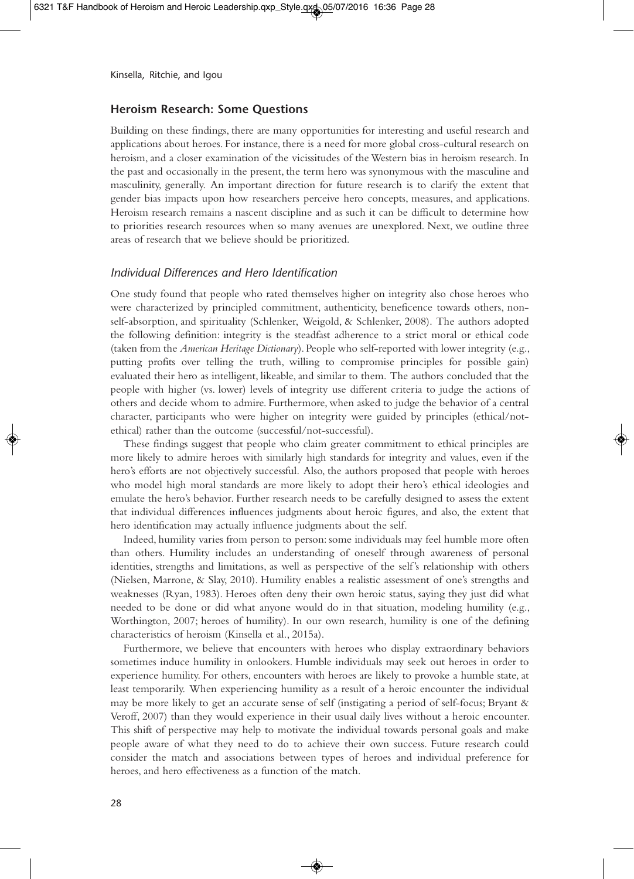## Heroism Research: Some Questions

Building on these findings, there are many opportunities for interesting and useful research and applications about heroes. For instance, there is a need for more global cross-cultural research on heroism, and a closer examination of the vicissitudes of the Western bias in heroism research. In the past and occasionally in the present, the term hero was synonymous with the masculine and masculinity, generally. An important direction for future research is to clarify the extent that gender bias impacts upon how researchers perceive hero concepts, measures, and applications. Heroism research remains a nascent discipline and as such it can be difficult to determine how to priorities research resources when so many avenues are unexplored. Next, we outline three areas of research that we believe should be prioritized.

### *Individual Differences and Hero Identification*

One study found that people who rated themselves higher on integrity also chose heroes who were characterized by principled commitment, authenticity, beneficence towards others, non-self-absorption, and spirituality (Schlenker, Weigold, & Schlenker, 2008). The authors adopted the following definition: integrity is the steadfast adherence to a strict moral or ethical code (taken from the *American Heritage Dictionary*). People who self-reported with lower integrity (e.g., putting profits over telling the truth, willing to compromise principles for possible gain) evaluated their hero as intelligent, likeable, and similar to them. The authors concluded that the people with higher (vs. lower) levels of integrity use different criteria to judge the actions of others and decide whom to admire. Furthermore, when asked to judge the behavior of a central character, participants who were higher on integrity were guided by principles (ethical/not-ethical) rather than the outcome (successful/not-successful).

These findings suggest that people who claim greater commitment to ethical principles are more likely to admire heroes with similarly high standards for integrity and values, even if the hero's efforts are not objectively successful. Also, the authors proposed that people with heroes who model high moral standards are more likely to adopt their hero's ethical ideologies and emulate the hero's behavior. Further research needs to be carefully designed to assess the extent that individual differences influences judgments about heroic figures, and also, the extent that hero identification may actually influence judgments about the self.

Indeed, humility varies from person to person: some individuals may feel humble more often than others. Humility includes an understanding of oneself through awareness of personal identities, strengths and limitations, as well as perspective of the self's relationship with others (Nielsen, Marrone, & Slay, 2010). Humility enables a realistic assessment of one's strengths and weaknesses (Ryan, 1983). Heroes often deny their own heroic status, saying they just did what needed to be done or did what anyone would do in that situation, modeling humility (e.g., Worthington, 2007; heroes of humility). In our own research, humility is one of the defining characteristics of heroism (Kinsella et al., 2015a).

Furthermore, we believe that encounters with heroes who display extraordinary behaviors sometimes induce humility in onlookers. Humble individuals may seek out heroes in order to experience humility. For others, encounters with heroes are likely to provoke a humble state, at least temporarily. When experiencing humility as a result of a heroic encounter the individual may be more likely to get an accurate sense of self (instigating a period of self-focus; Bryant & Veroff, 2007) than they would experience in their usual daily lives without a heroic encounter. This shift of perspective may help to motivate the individual towards personal goals and make people aware of what they need to do to achieve their own success. Future research could consider the match and associations between types of heroes and individual preference for heroes, and hero effectiveness as a function of the match.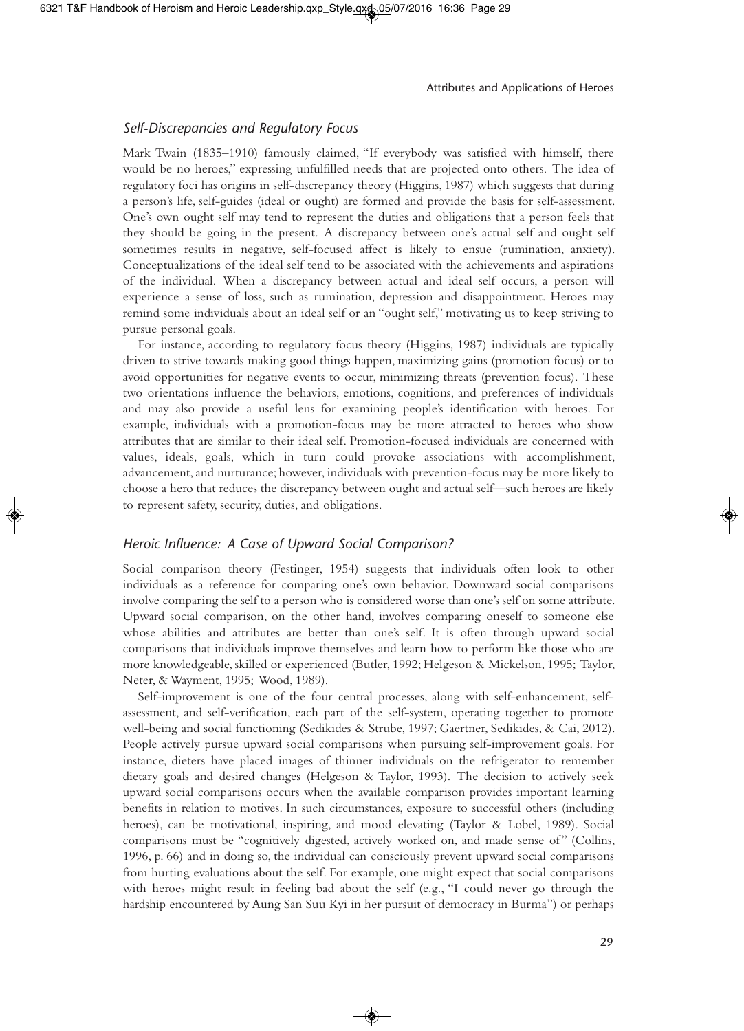### *Self-Discrepancies and Regulatory Focus*

Mark Twain (1835–1910) famously claimed, "If everybody was satisfied with himself, there would be no heroes," expressing unfulfilled needs that are projected onto others. The idea of regulatory foci has origins in self-discrepancy theory (Higgins, 1987) which suggests that during a person's life, self-guides (ideal or ought) are formed and provide the basis for self-assessment. One's own ought self may tend to represent the duties and obligations that a person feels that they should be going in the present. A discrepancy between one's actual self and ought self sometimes results in negative, self-focused affect is likely to ensue (rumination, anxiety). Conceptualizations of the ideal self tend to be associated with the achievements and aspirations of the individual. When a discrepancy between actual and ideal self occurs, a person will experience a sense of loss, such as rumination, depression and disappointment. Heroes may remind some individuals about an ideal self or an "ought self," motivating us to keep striving to pursue personal goals.

For instance, according to regulatory focus theory (Higgins, 1987) individuals are typically driven to strive towards making good things happen, maximizing gains (promotion focus) or to avoid opportunities for negative events to occur, minimizing threats (prevention focus). These two orientations influence the behaviors, emotions, cognitions, and preferences of individuals and may also provide a useful lens for examining people's identification with heroes. For example, individuals with a promotion-focus may be more attracted to heroes who show attributes that are similar to their ideal self. Promotion-focused individuals are concerned with values, ideals, goals, which in turn could provoke associations with accomplishment, advancement, and nurturance; however, individuals with prevention-focus may be more likely to choose a hero that reduces the discrepancy between ought and actual self—such heroes are likely to represent safety, security, duties, and obligations.

### *Heroic Influence: A Case of Upward Social Comparison?*

Social comparison theory (Festinger, 1954) suggests that individuals often look to other individuals as a reference for comparing one's own behavior. Downward social comparisons involve comparing the self to a person who is considered worse than one's self on some attribute. Upward social comparison, on the other hand, involves comparing oneself to someone else whose abilities and attributes are better than one's self. It is often through upward social comparisons that individuals improve themselves and learn how to perform like those who are more knowledgeable, skilled or experienced (Butler, 1992; Helgeson & Mickelson, 1995; Taylor, Neter, & Wayment, 1995; Wood, 1989).

Self-improvement is one of the four central processes, along with self-enhancement, self-assessment, and self-verification, each part of the self-system, operating together to promote well-being and social functioning (Sedikides & Strube, 1997; Gaertner, Sedikides, & Cai, 2012). People actively pursue upward social comparisons when pursuing self-improvement goals. For instance, dieters have placed images of thinner individuals on the refrigerator to remember dietary goals and desired changes (Helgeson & Taylor, 1993). The decision to actively seek upward social comparisons occurs when the available comparison provides important learning benefits in relation to motives. In such circumstances, exposure to successful others (including heroes), can be motivational, inspiring, and mood elevating (Taylor & Lobel, 1989). Social comparisons must be "cognitively digested, actively worked on, and made sense of" (Collins, 1996, p. 66) and in doing so, the individual can consciously prevent upward social comparisons from hurting evaluations about the self. For example, one might expect that social comparisons with heroes might result in feeling bad about the self (e.g., "I could never go through the hardship encountered by Aung San Suu Kyi in her pursuit of democracy in Burma") or perhaps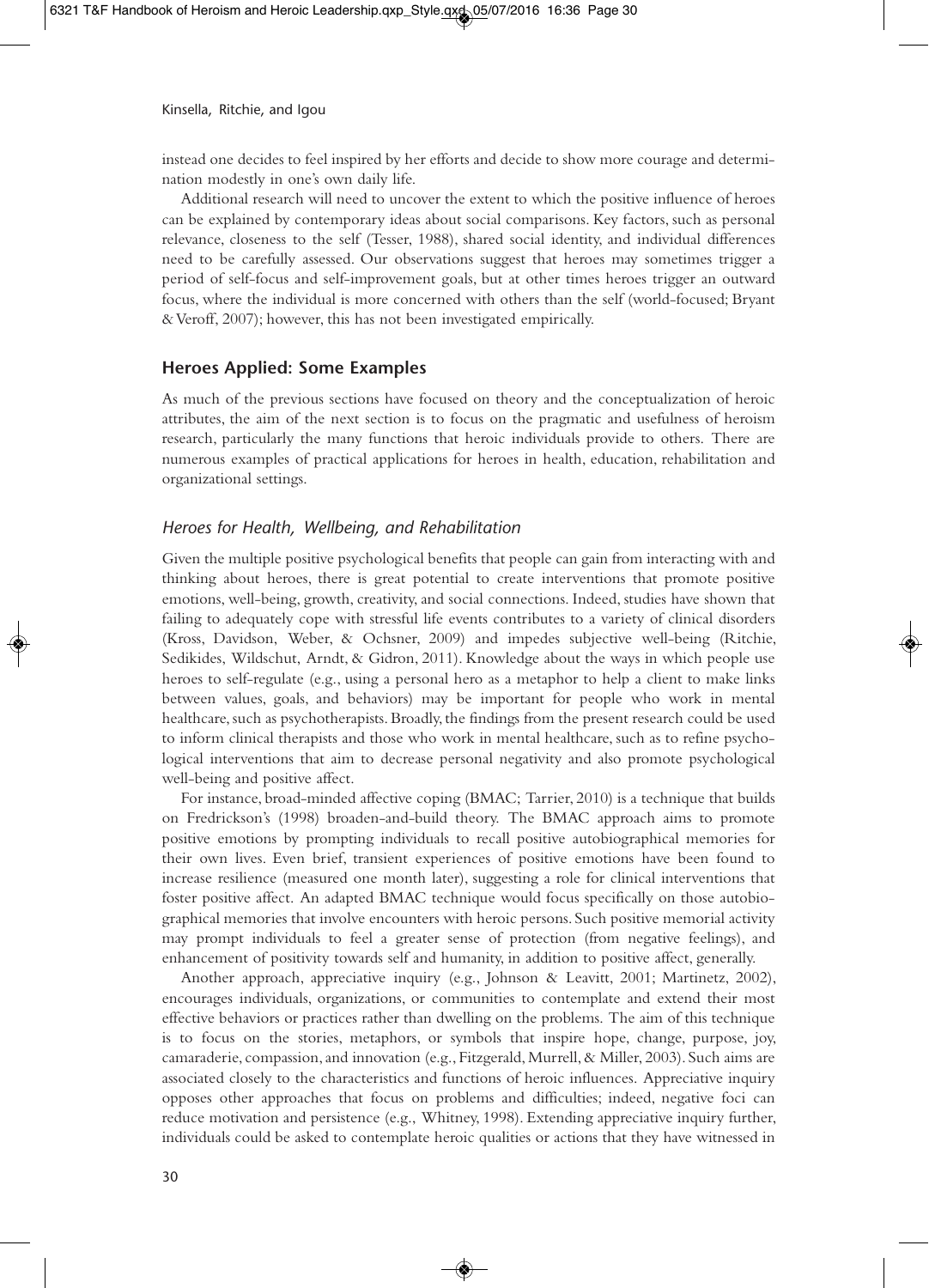instead one decides to feel inspired by her efforts and decide to show more courage and determination modestly in one's own daily life.

Additional research will need to uncover the extent to which the positive influence of heroes can be explained by contemporary ideas about social comparisons. Key factors, such as personal relevance, closeness to the self (Tesser, 1988), shared social identity, and individual differences need to be carefully assessed. Our observations suggest that heroes may sometimes trigger a period of self-focus and self-improvement goals, but at other times heroes trigger an outward focus, where the individual is more concerned with others than the self (world-focused; Bryant & Veroff, 2007); however, this has not been investigated empirically.

## Heroes Applied: Some Examples

As much of the previous sections have focused on theory and the conceptualization of heroic attributes, the aim of the next section is to focus on the pragmatic and usefulness of heroism research, particularly the many functions that heroic individuals provide to others. There are numerous examples of practical applications for heroes in health, education, rehabilitation and organizational settings.

### *Heroes for Health, Wellbeing, and Rehabilitation*

Given the multiple positive psychological benefits that people can gain from interacting with and thinking about heroes, there is great potential to create interventions that promote positive emotions, well-being, growth, creativity, and social connections. Indeed, studies have shown that failing to adequately cope with stressful life events contributes to a variety of clinical disorders (Kross, Davidson, Weber, & Ochsner, 2009) and impedes subjective well-being (Ritchie, Sedikides, Wildschut, Arndt, & Gidron, 2011). Knowledge about the ways in which people use heroes to self-regulate (e.g., using a personal hero as a metaphor to help a client to make links between values, goals, and behaviors) may be important for people who work in mental healthcare, such as psychotherapists. Broadly, the findings from the present research could be used to inform clinical therapists and those who work in mental healthcare, such as to refine psychological interventions that aim to decrease personal negativity and also promote psychological well-being and positive affect.

For instance, broad-minded affective coping (BMAC; Tarrier, 2010) is a technique that builds on Fredrickson's (1998) broaden-and-build theory. The BMAC approach aims to promote positive emotions by prompting individuals to recall positive autobiographical memories for their own lives. Even brief, transient experiences of positive emotions have been found to increase resilience (measured one month later), suggesting a role for clinical interventions that foster positive affect. An adapted BMAC technique would focus specifically on those autobiographical memories that involve encounters with heroic persons. Such positive memorial activity may prompt individuals to feel a greater sense of protection (from negative feelings), and enhancement of positivity towards self and humanity, in addition to positive affect, generally.

Another approach, appreciative inquiry (e.g., Johnson & Leavitt, 2001; Martinetz, 2002), encourages individuals, organizations, or communities to contemplate and extend their most effective behaviors or practices rather than dwelling on the problems. The aim of this technique is to focus on the stories, metaphors, or symbols that inspire hope, change, purpose, joy, camaraderie, compassion, and innovation (e.g., Fitzgerald, Murrell, & Miller, 2003). Such aims are associated closely to the characteristics and functions of heroic influences. Appreciative inquiry opposes other approaches that focus on problems and difficulties; indeed, negative foci can reduce motivation and persistence (e.g., Whitney, 1998). Extending appreciative inquiry further, individuals could be asked to contemplate heroic qualities or actions that they have witnessed in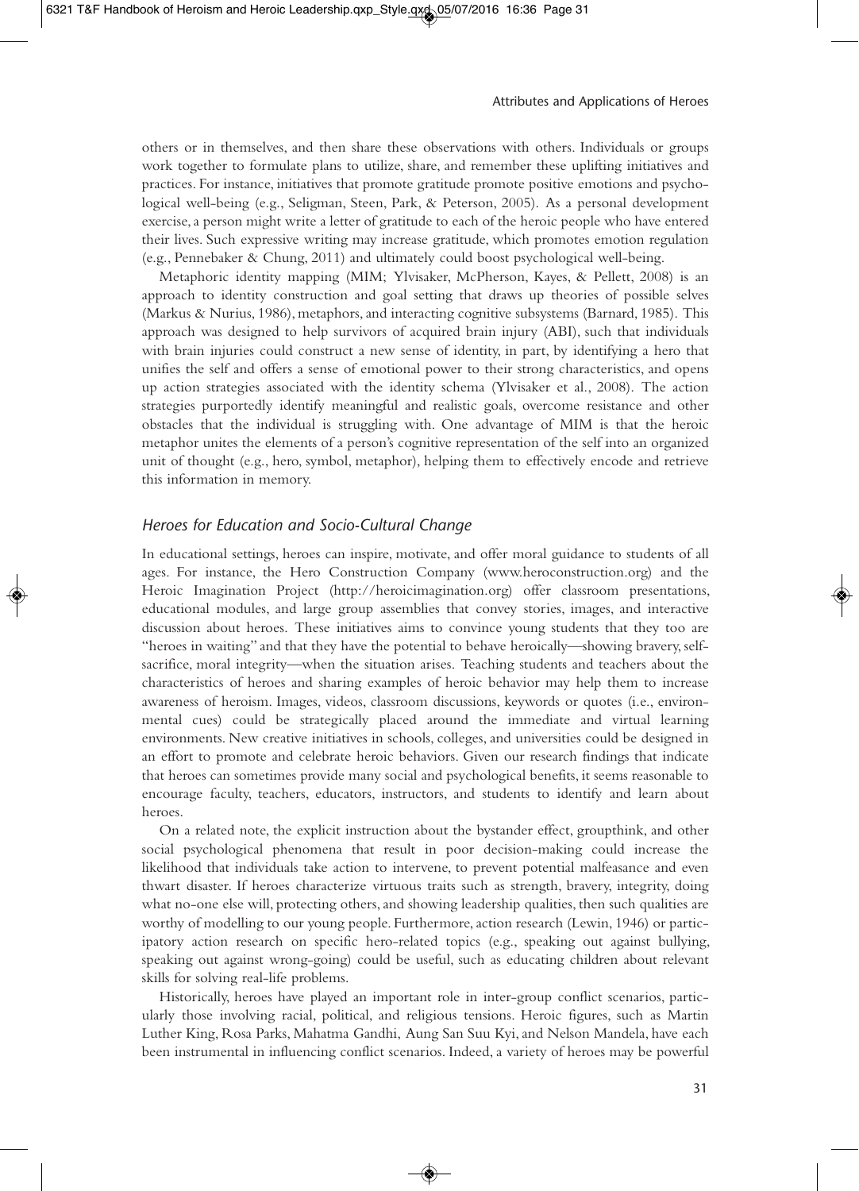others or in themselves, and then share these observations with others. Individuals or groups work together to formulate plans to utilize, share, and remember these uplifting initiatives and practices. For instance, initiatives that promote gratitude promote positive emotions and psychological well-being (e.g., Seligman, Steen, Park, & Peterson, 2005). As a personal development exercise, a person might write a letter of gratitude to each of the heroic people who have entered their lives. Such expressive writing may increase gratitude, which promotes emotion regulation (e.g., Pennebaker & Chung, 2011) and ultimately could boost psychological well-being.

Metaphoric identity mapping (MIM; Ylvisaker, McPherson, Kayes, & Pellett, 2008) is an approach to identity construction and goal setting that draws up theories of possible selves (Markus & Nurius, 1986), metaphors, and interacting cognitive subsystems (Barnard, 1985). This approach was designed to help survivors of acquired brain injury (ABI), such that individuals with brain injuries could construct a new sense of identity, in part, by identifying a hero that unifies the self and offers a sense of emotional power to their strong characteristics, and opens up action strategies associated with the identity schema (Ylvisaker et al., 2008). The action strategies purportedly identify meaningful and realistic goals, overcome resistance and other obstacles that the individual is struggling with. One advantage of MIM is that the heroic metaphor unites the elements of a person's cognitive representation of the self into an organized unit of thought (e.g., hero, symbol, metaphor), helping them to effectively encode and retrieve this information in memory.

### *Heroes for Education and Socio-Cultural Change*

In educational settings, heroes can inspire, motivate, and offer moral guidance to students of all ages. For instance, the Hero Construction Company (www.heroconstruction.org) and the Heroic Imagination Project (http://heroicimagination.org) offer classroom presentations, educational modules, and large group assemblies that convey stories, images, and interactive discussion about heroes. These initiatives aims to convince young students that they too are "heroes in waiting" and that they have the potential to behave heroically—showing bravery, self-sacrifice, moral integrity—when the situation arises. Teaching students and teachers about the characteristics of heroes and sharing examples of heroic behavior may help them to increase awareness of heroism. Images, videos, classroom discussions, keywords or quotes (i.e., environmental cues) could be strategically placed around the immediate and virtual learning environments. New creative initiatives in schools, colleges, and universities could be designed in an effort to promote and celebrate heroic behaviors. Given our research findings that indicate that heroes can sometimes provide many social and psychological benefits, it seems reasonable to encourage faculty, teachers, educators, instructors, and students to identify and learn about heroes.

On a related note, the explicit instruction about the bystander effect, groupthink, and other social psychological phenomena that result in poor decision-making could increase the likelihood that individuals take action to intervene, to prevent potential malfeasance and even thwart disaster. If heroes characterize virtuous traits such as strength, bravery, integrity, doing what no-one else will, protecting others, and showing leadership qualities, then such qualities are worthy of modelling to our young people. Furthermore, action research (Lewin, 1946) or participatory action research on specific hero-related topics (e.g., speaking out against bullying, speaking out against wrong-going) could be useful, such as educating children about relevant skills for solving real-life problems.

Historically, heroes have played an important role in inter-group conflict scenarios, particularly those involving racial, political, and religious tensions. Heroic figures, such as Martin Luther King, Rosa Parks, Mahatma Gandhi, Aung San Suu Kyi, and Nelson Mandela, have each been instrumental in influencing conflict scenarios. Indeed, a variety of heroes may be powerful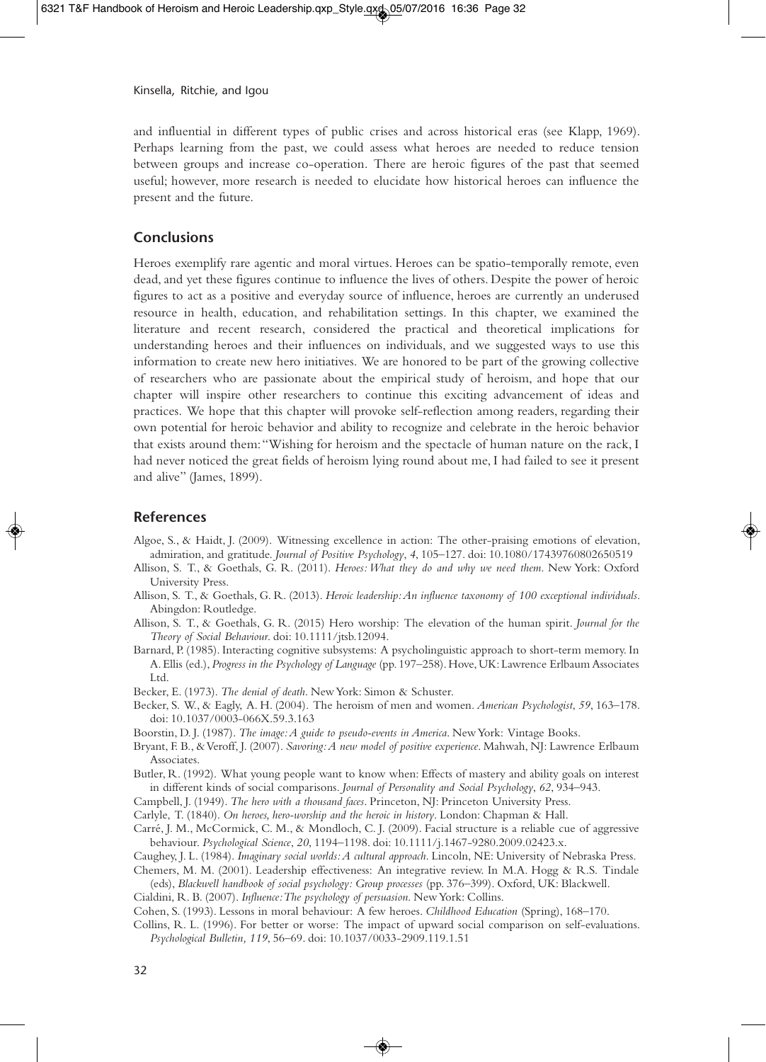and influential in different types of public crises and across historical eras (see Klapp, 1969). Perhaps learning from the past, we could assess what heroes are needed to reduce tension between groups and increase co-operation. There are heroic figures of the past that seemed useful; however, more research is needed to elucidate how historical heroes can influence the present and the future.

## Conclusions

Heroes exemplify rare agentic and moral virtues. Heroes can be spatio-temporally remote, even dead, and yet these figures continue to influence the lives of others. Despite the power of heroic figures to act as a positive and everyday source of influence, heroes are currently an underused resource in health, education, and rehabilitation settings. In this chapter, we examined the literature and recent research, considered the practical and theoretical implications for understanding heroes and their influences on individuals, and we suggested ways to use this information to create new hero initiatives. We are honored to be part of the growing collective of researchers who are passionate about the empirical study of heroism, and hope that our chapter will inspire other researchers to continue this exciting advancement of ideas and practices. We hope that this chapter will provoke self-reflection among readers, regarding their own potential for heroic behavior and ability to recognize and celebrate in the heroic behavior that exists around them: "Wishing for heroism and the spectacle of human nature on the rack, I had never noticed the great fields of heroism lying round about me, I had failed to see it present and alive" (James, 1899).

## References

Algoe, S., & Haidt, J. (2009). Witnessing excellence in action: The other-praising emotions of elevation, admiration, and gratitude. *Journal of Positive Psychology*, *4*, 105–127. doi: 10.1080/17439760802650519

Allison, S. T., & Goethals, G. R. (2011). *Heroes: What they do and why we need them*. New York: Oxford University Press.

Allison, S. T., & Goethals, G. R. (2013). *Heroic leadership: An influence taxonomy of 100 exceptional individuals*. Abingdon: Routledge.

Allison, S. T., & Goethals, G. R. (2015) Hero worship: The elevation of the human spirit. *Journal for the Theory of Social Behaviour*. doi: 10.1111/jtsb.12094.

Barnard, P. (1985). Interacting cognitive subsystems: A psycholinguistic approach to short-term memory. In A. Ellis (ed.), *Progress in the Psychology of Language* (pp. 197–258). Hove, UK: Lawrence Erlbaum Associates Ltd.

Becker, E. (1973). *The denial of death*. New York: Simon & Schuster.

Becker, S. W., & Eagly, A. H. (2004). The heroism of men and women. *American Psychologist*, *59*, 163–178. doi: 10.1037/0003-066X.59.3.163

Boorstin, D. J. (1987). *The image: A guide to pseudo-events in America*. New York: Vintage Books.

Bryant, F. B., & Veroff, J. (2007). *Savoring: A new model of positive experience*. Mahwah, NJ: Lawrence Erlbaum Associates.

Butler, R. (1992). What young people want to know when: Effects of mastery and ability goals on interest in different kinds of social comparisons. *Journal of Personality and Social Psychology*, *62*, 934–943.

Campbell, J. (1949). *The hero with a thousand faces*. Princeton, NJ: Princeton University Press.

Carlyle, T. (1840). *On heroes, hero-worship and the heroic in history*. London: Chapman & Hall.

Carré, J. M., McCormick, C. M., & Mondloch, C. J. (2009). Facial structure is a reliable cue of aggressive behaviour. *Psychological Science*, *20*, 1194–1198. doi: 10.1111/j.1467-9280.2009.02423.x.

Caughey, J. L. (1984). *Imaginary social worlds: A cultural approach*. Lincoln, NE: University of Nebraska Press.

Chemers, M. M. (2001). Leadership effectiveness: An integrative review. In M.A. Hogg & R.S. Tindale (eds), *Blackwell handbook of social psychology: Group processes* (pp. 376–399). Oxford, UK: Blackwell.

Cialdini, R. B. (2007). *Influence: The psychology of persuasion*. New York: Collins.

Cohen, S. (1993). Lessons in moral behaviour: A few heroes. *Childhood Education* (Spring), 168–170.

Collins, R. L. (1996). For better or worse: The impact of upward social comparison on self-evaluations. *Psychological Bulletin, 119*, 56–69. doi: 10.1037/0033-2909.119.1.51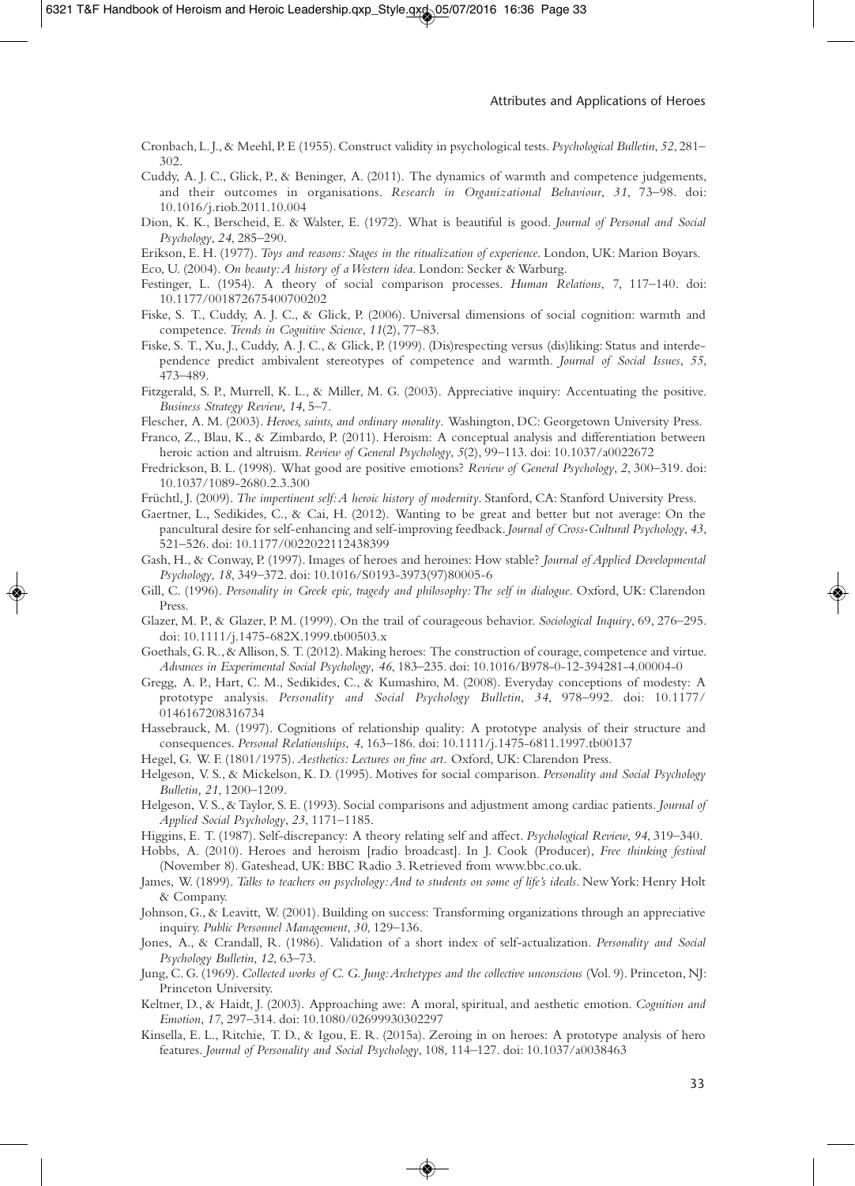Cronbach, L. J., & Meehl, P. E (1955). Construct validity in psychological tests. *Psychological Bulletin*, *52*, 281–302.

Cuddy, A. J. C., Glick, P., & Beninger, A. (2011). The dynamics of warmth and competence judgements, and their outcomes in organisations. *Research in Organizational Behaviour*, *31*, 73–98. doi: 10.1016/j.riob.2011.10.004

Dion, K. K., Berscheid, E. & Walster, E. (1972). What is beautiful is good. *Journal of Personal and Social Psychology*, *24*, 285–290.

Erikson, E. H. (1977). *Toys and reasons: Stages in the ritualization of experience*. London, UK: Marion Boyars.

Eco, U. (2004). *On beauty: A history of a Western idea*. London: Secker & Warburg.

Festinger, L. (1954). A theory of social comparison processes. *Human Relations*, 7, 117–140. doi: 10.1177/001872675400700202

Fiske, S. T., Cuddy, A. J. C., & Glick, P. (2006). Universal dimensions of social cognition: warmth and competence. *Trends in Cognitive Science*, *11*(2), 77–83.

Fiske, S. T., Xu, J., Cuddy, A. J. C., & Glick, P. (1999). (Dis)respecting versus (dis)liking: Status and interdependence predict ambivalent stereotypes of competence and warmth. *Journal of Social Issues*, *55*, 473–489.

Fitzgerald, S. P., Murrell, K. L., & Miller, M. G. (2003). Appreciative inquiry: Accentuating the positive. *Business Strategy Review*, *14*, 5–7.

Flescher, A. M. (2003). *Heroes, saints, and ordinary morality*. Washington, DC: Georgetown University Press.

Franco, Z., Blau, K., & Zimbardo, P. (2011). Heroism: A conceptual analysis and differentiation between heroic action and altruism. *Review of General Psychology*, *5*(2), 99–113. doi: 10.1037/a0022672

Fredrickson, B. L. (1998). What good are positive emotions? *Review of General Psychology*, *2*, 300–319. doi: 10.1037/1089-2680.2.3.300

Früchtl, J. (2009). *The impertinent self: A heroic history of modernity*. Stanford, CA: Stanford University Press.

Gaertner, L., Sedikides, C., & Cai, H. (2012). Wanting to be great and better but not average: On the pancultural desire for self-enhancing and self-improving feedback. *Journal of Cross-Cultural Psychology*, *43*, 521–526. doi: 10.1177/0022022112438399

Gash, H., & Conway, P. (1997). Images of heroes and heroines: How stable? *Journal of Applied Developmental Psychology*, *18*, 349–372. doi: 10.1016/S0193-3973(97)80005-6

Gill, C. (1996). *Personality in Greek epic, tragedy and philosophy: The self in dialogue*. Oxford, UK: Clarendon Press.

Glazer, M. P., & Glazer, P. M. (1999). On the trail of courageous behavior. *Sociological Inquiry*, 69, 276–295. doi: 10.1111/j.1475-682X.1999.tb00503.x

Goethals, G. R., & Allison, S. T. (2012). Making heroes: The construction of courage, competence and virtue. *Advances in Experimental Social Psychology*, *46*, 183–235. doi: 10.1016/B978-0-12-394281-4.00004-0

Gregg, A. P., Hart, C. M., Sedikides, C., & Kumashiro, M. (2008). Everyday conceptions of modesty: A prototype analysis. *Personality and Social Psychology Bulletin*, *34*, 978–992. doi: 10.1177/0146167208316734

Hassebrauck, M. (1997). Cognitions of relationship quality: A prototype analysis of their structure and consequences. *Personal Relationships*, *4*, 163–186. doi: 10.1111/j.1475-6811.1997.tb00137

Hegel, G. W. F. (1801/1975). *Aesthetics: Lectures on fine art.* Oxford, UK: Clarendon Press.

Helgeson, V. S., & Mickelson, K. D. (1995). Motives for social comparison. *Personality and Social Psychology Bulletin, 21*, 1200–1209.

Helgeson, V. S., & Taylor, S. E. (1993). Social comparisons and adjustment among cardiac patients. *Journal of Applied Social Psychology*, *23*, 1171–1185.

Higgins, E. T. (1987). Self-discrepancy: A theory relating self and affect. *Psychological Review*, *94*, 319–340.

Hobbs, A. (2010). Heroes and heroism [radio broadcast]. In J. Cook (Producer), *Free thinking festival* (November 8). Gateshead, UK: BBC Radio 3. Retrieved from www.bbc.co.uk.

James, W. (1899). *Talks to teachers on psychology: And to students on some of life's ideals*. New York: Henry Holt & Company.

Johnson, G., & Leavitt, W. (2001). Building on success: Transforming organizations through an appreciative inquiry. *Public Personnel Management*, *30*, 129–136.

Jones, A., & Crandall, R. (1986). Validation of a short index of self-actualization. *Personality and Social Psychology Bulletin*, *12*, 63–73.

Jung, C. G. (1969). *Collected works of C. G. Jung: Archetypes and the collective unconscious* (Vol. 9). Princeton, NJ: Princeton University.

Keltner, D., & Haidt, J. (2003). Approaching awe: A moral, spiritual, and aesthetic emotion. *Cognition and Emotion*, *17*, 297–314. doi: 10.1080/02699930302297

Kinsella, E. L., Ritchie, T. D., & Igou, E. R. (2015a). Zeroing in on heroes: A prototype analysis of hero features. *Journal of Personality and Social Psychology*, 108, 114–127. doi: 10.1037/a0038463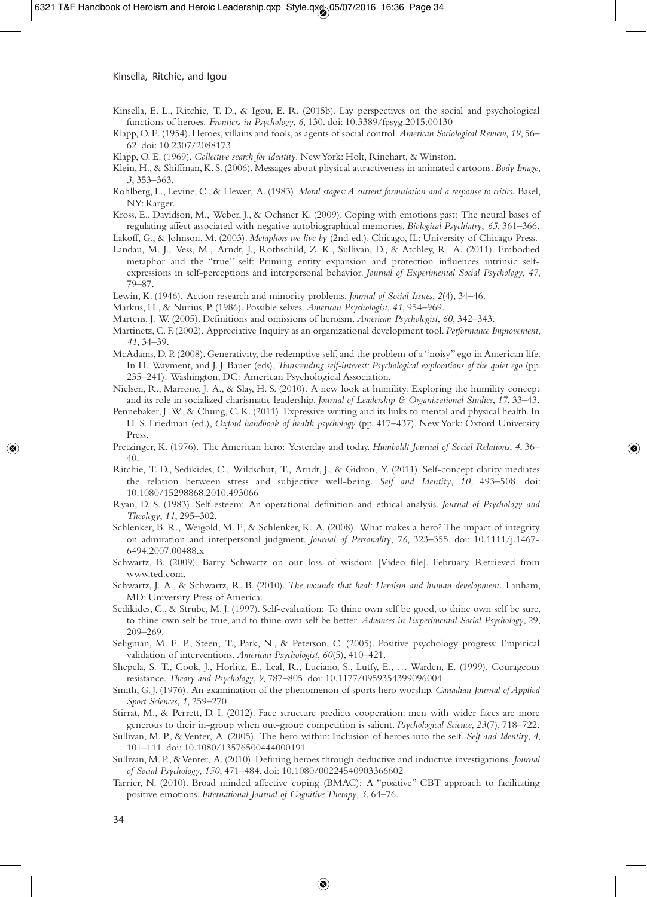Kinsella, E. L., Ritchie, T. D., & Igou, E. R. (2015b). Lay perspectives on the social and psychological functions of heroes. *Frontiers in Psychology*, *6*, 130. doi: 10.3389/fpsyg.2015.00130

Klapp, O. E. (1954). Heroes, villains and fools, as agents of social control. *American Sociological Review*, *19*, 56–62. doi: 10.2307/2088173

Klapp, O. E. (1969). *Collective search for identity*. New York: Holt, Rinehart, & Winston.

Klein, H., & Shiffman, K. S. (2006). Messages about physical attractiveness in animated cartoons. *Body Image*, *3*, 353–363.

Kohlberg, L., Levine, C., & Hewer, A. (1983). *Moral stages: A current formulation and a response to critics.* Basel, NY: Karger.

Kross, E., Davidson, M., Weber, J., & Ochsner K. (2009). Coping with emotions past: The neural bases of regulating affect associated with negative autobiographical memories. *Biological Psychiatry*, *65*, 361–366.

Lakoff, G., & Johnson, M. (2003). *Metaphors we live by* (2nd ed.). Chicago, IL: University of Chicago Press.

Landau, M. J., Vess, M., Arndt, J., Rothschild, Z. K., Sullivan, D., & Atchley, R. A. (2011). Embodied metaphor and the "true" self: Priming entity expansion and protection influences intrinsic self-expressions in self-perceptions and interpersonal behavior. *Journal of Experimental Social Psychology*, *47*, 79–87.

Lewin, K. (1946). Action research and minority problems. *Journal of Social Issues*, *2*(4), 34–46.

Markus, H., & Nurius, P. (1986). Possible selves. *American Psychologist*, *41*, 954–969.

Martens, J. W. (2005). Definitions and omissions of heroism. *American Psychologist*, *60*, 342–343.

Martinetz, C. F. (2002). Appreciative Inquiry as an organizational development tool. *Performance Improvement*, *41*, 34–39.

McAdams, D. P. (2008). Generativity, the redemptive self, and the problem of a "noisy" ego in American life. In H. Wayment, and J. J. Bauer (eds), *Transcending self-interest: Psychological explorations of the quiet ego* (pp. 235–241). Washington, DC: American Psychological Association.

Nielsen, R., Marrone, J. A., & Slay, H. S. (2010). A new look at humility: Exploring the humility concept and its role in socialized charismatic leadership. *Journal of Leadership & Organizational Studies*, *17*, 33–43.

Pennebaker, J. W., & Chung, C. K. (2011). Expressive writing and its links to mental and physical health. In H. S. Friedman (ed.), *Oxford handbook of health psychology* (pp. 417–437). New York: Oxford University Press.

Pretzinger, K. (1976). The American hero: Yesterday and today. *Humboldt Journal of Social Relations*, *4*, 36–40.

Ritchie, T. D., Sedikides, C., Wildschut, T., Arndt, J., & Gidron, Y. (2011). Self-concept clarity mediates the relation between stress and subjective well-being. *Self and Identity*, *10*, 493–508. doi: 10.1080/15298868.2010.493066

Ryan, D. S. (1983). Self-esteem: An operational definition and ethical analysis. *Journal of Psychology and Theology*, *11*, 295–302.

Schlenker, B. R., Weigold, M. F., & Schlenker, K. A. (2008). What makes a hero? The impact of integrity on admiration and interpersonal judgment. *Journal of Personality*, *76*, 323–355. doi: 10.1111/j.1467-6494.2007.00488.x

Schwartz, B. (2009). Barry Schwartz on our loss of wisdom [Video file]. February. Retrieved from www.ted.com.

Schwartz, J. A., & Schwartz, R. B. (2010). *The wounds that heal: Heroism and human development*. Lanham, MD: University Press of America.

Sedikides, C., & Strube, M. J. (1997). Self-evaluation: To thine own self be good, to thine own self be sure, to thine own self be true, and to thine own self be better. *Advances in Experimental Social Psychology*, *29*, 209–269.

Seligman, M. E. P., Steen, T., Park, N., & Peterson, C. (2005). Positive psychology progress: Empirical validation of interventions. *American Psychologist*, *60*(5), 410–421.

Shepela, S. T., Cook, J., Horlitz, E., Leal, R., Luciano, S., Lutfy, E., … Warden, E. (1999). Courageous resistance. *Theory and Psychology*, *9*, 787–805. doi: 10.1177/0959354399096004

Smith, G. J. (1976). An examination of the phenomenon of sports hero worship. *Canadian Journal of Applied Sport Sciences*, *1*, 259–270.

Stirrat, M., & Perrett, D. I. (2012). Face structure predicts cooperation: men with wider faces are more generous to their in-group when out-group competition is salient. *Psychological Science*, *23*(7), 718–722.

Sullivan, M. P., & Venter, A. (2005). The hero within: Inclusion of heroes into the self. *Self and Identity*, *4*, 101–111. doi: 10.1080/13576500444000191

Sullivan, M. P., & Venter, A. (2010). Defining heroes through deductive and inductive investigations. *Journal of Social Psychology*, *150*, 471–484. doi: 10.1080/00224540903366602

Tarrier, N. (2010). Broad minded affective coping (BMAC): A "positive" CBT approach to facilitating positive emotions. *International Journal of Cognitive Therapy*, *3*, 64–76.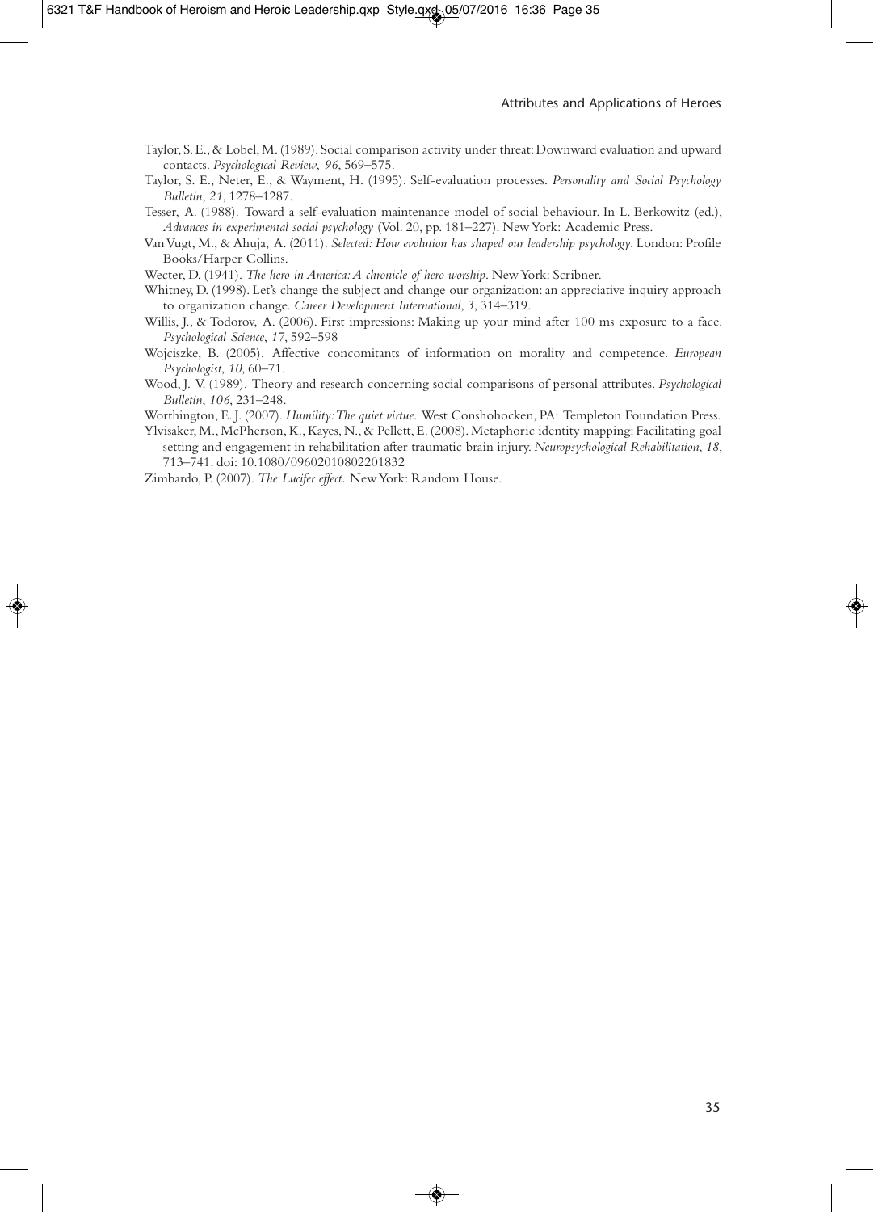Taylor, S. E., & Lobel, M. (1989). Social comparison activity under threat: Downward evaluation and upward contacts. *Psychological Review*, *96*, 569–575.

Taylor, S. E., Neter, E., & Wayment, H. (1995). Self-evaluation processes. *Personality and Social Psychology Bulletin*, *21*, 1278–1287.

Tesser, A. (1988). Toward a self-evaluation maintenance model of social behaviour. In L. Berkowitz (ed.), *Advances in experimental social psychology* (Vol. 20, pp. 181–227). New York: Academic Press.

Van Vugt, M., & Ahuja, A. (2011). *Selected: How evolution has shaped our leadership psychology*. London: Profile Books/Harper Collins.

Wecter, D. (1941). *The hero in America: A chronicle of hero worship*. New York: Scribner.

Whitney, D. (1998). Let's change the subject and change our organization: an appreciative inquiry approach to organization change. *Career Development International*, *3*, 314–319.

Willis, J., & Todorov, A. (2006). First impressions: Making up your mind after 100 ms exposure to a face. *Psychological Science*, *17*, 592–598

Wojciszke, B. (2005). Affective concomitants of information on morality and competence. *European Psychologist*, *10*, 60–71.

Wood, J. V. (1989). Theory and research concerning social comparisons of personal attributes. *Psychological Bulletin*, *106*, 231–248.

Worthington, E. J. (2007). *Humility: The quiet virtue*. West Conshohocken, PA: Templeton Foundation Press.

Ylvisaker, M., McPherson, K., Kayes, N., & Pellett, E. (2008). Metaphoric identity mapping: Facilitating goal setting and engagement in rehabilitation after traumatic brain injury. *Neuropsychological Rehabilitation*, *18*, 713–741. doi: 10.1080/09602010802201832

Zimbardo, P. (2007). *The Lucifer effect*. New York: Random House.